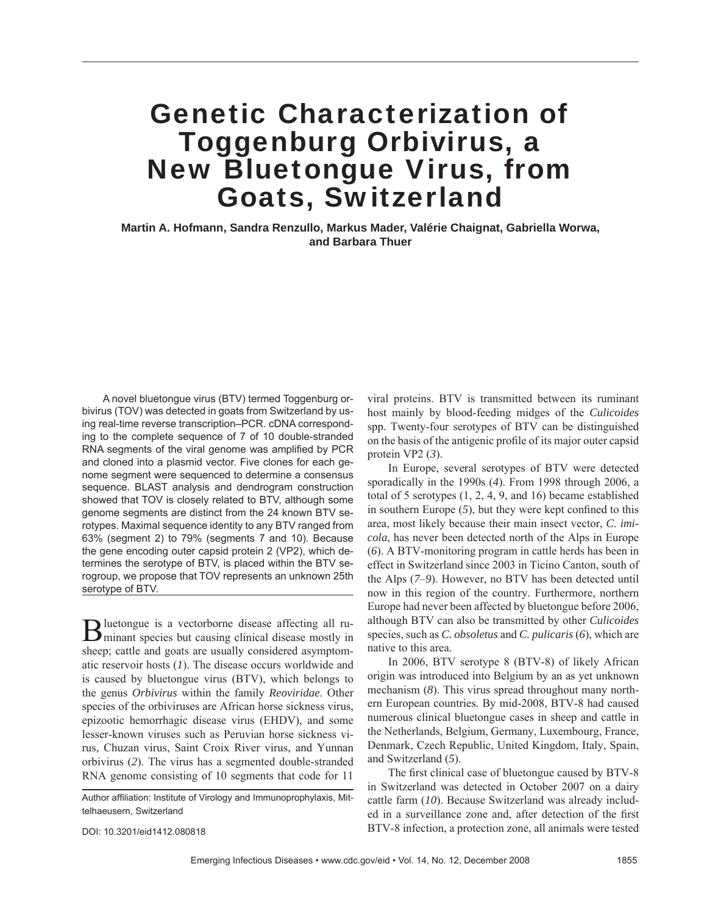# Genetic Characterization of Toggenburg Orbivirus, a New Bluetongue Virus, from Goats, Switzerland

**Martin A. Hofmann, Sandra Renzullo, Markus Mader, Valérie Chaignat, Gabriella Worwa, and Barbara Thuer**

A novel bluetongue virus (BTV) termed Toggenburg orbivirus (TOV) was detected in goats from Switzerland by using real-time reverse transcription–PCR. cDNA corresponding to the complete sequence of 7 of 10 double-stranded RNA segments of the viral genome was amplified by PCR and cloned into a plasmid vector. Five clones for each genome segment were sequenced to determine a consensus sequence. BLAST analysis and dendrogram construction showed that TOV is closely related to BTV, although some genome segments are distinct from the 24 known BTV serotypes. Maximal sequence identity to any BTV ranged from 63% (segment 2) to 79% (segments 7 and 10). Because the gene encoding outer capsid protein 2 (VP2), which determines the serotype of BTV, is placed within the BTV serogroup, we propose that TOV represents an unknown 25th serotype of BTV.

Bluetongue is a vectorborne disease affecting all ruminant species but causing clinical disease mostly in sheep; cattle and goats are usually considered asymptomatic reservoir hosts (*1*). The disease occurs worldwide and is caused by bluetongue virus (BTV), which belongs to the genus *Orbivirus* within the family *Reoviridae*. Other species of the orbiviruses are African horse sickness virus, epizootic hemorrhagic disease virus (EHDV), and some lesser-known viruses such as Peruvian horse sickness virus, Chuzan virus, Saint Croix River virus, and Yunnan orbivirus (*2*). The virus has a segmented double-stranded RNA genome consisting of 10 segments that code for 11 viral proteins. BTV is transmitted between its ruminant host mainly by blood-feeding midges of the *Culicoides* spp. Twenty-four serotypes of BTV can be distinguished on the basis of the antigenic profile of its major outer capsid protein VP2 (*3*).

Author affiliation: Institute of Virology and Immunoprophylaxis, Mittelhaeusern, Switzerland

DOI: 10.3201/eid1412.080818

In Europe, several serotypes of BTV were detected sporadically in the 1990s (*4*). From 1998 through 2006, a total of 5 serotypes (1, 2, 4, 9, and 16) became established in southern Europe (*5*), but they were kept confined to this area, most likely because their main insect vector, *C. imicola*, has never been detected north of the Alps in Europe (*6*). A BTV-monitoring program in cattle herds has been in effect in Switzerland since 2003 in Ticino Canton, south of the Alps (*7–9*). However, no BTV has been detected until now in this region of the country. Furthermore, northern Europe had never been affected by bluetongue before 2006, although BTV can also be transmitted by other *Culicoides* species, such as *C. obsoletus* and *C. pulicaris* (*6*), which are native to this area.

In 2006, BTV serotype 8 (BTV-8) of likely African origin was introduced into Belgium by an as yet unknown mechanism (*8*). This virus spread throughout many northern European countries. By mid-2008, BTV-8 had caused numerous clinical bluetongue cases in sheep and cattle in the Netherlands, Belgium, Germany, Luxembourg, France, Denmark, Czech Republic, United Kingdom, Italy, Spain, and Switzerland (*5*).

The first clinical case of bluetongue caused by BTV-8 in Switzerland was detected in October 2007 on a dairy cattle farm (*10*). Because Switzerland was already included in a surveillance zone and, after detection of the first BTV-8 infection, a protection zone, all animals were tested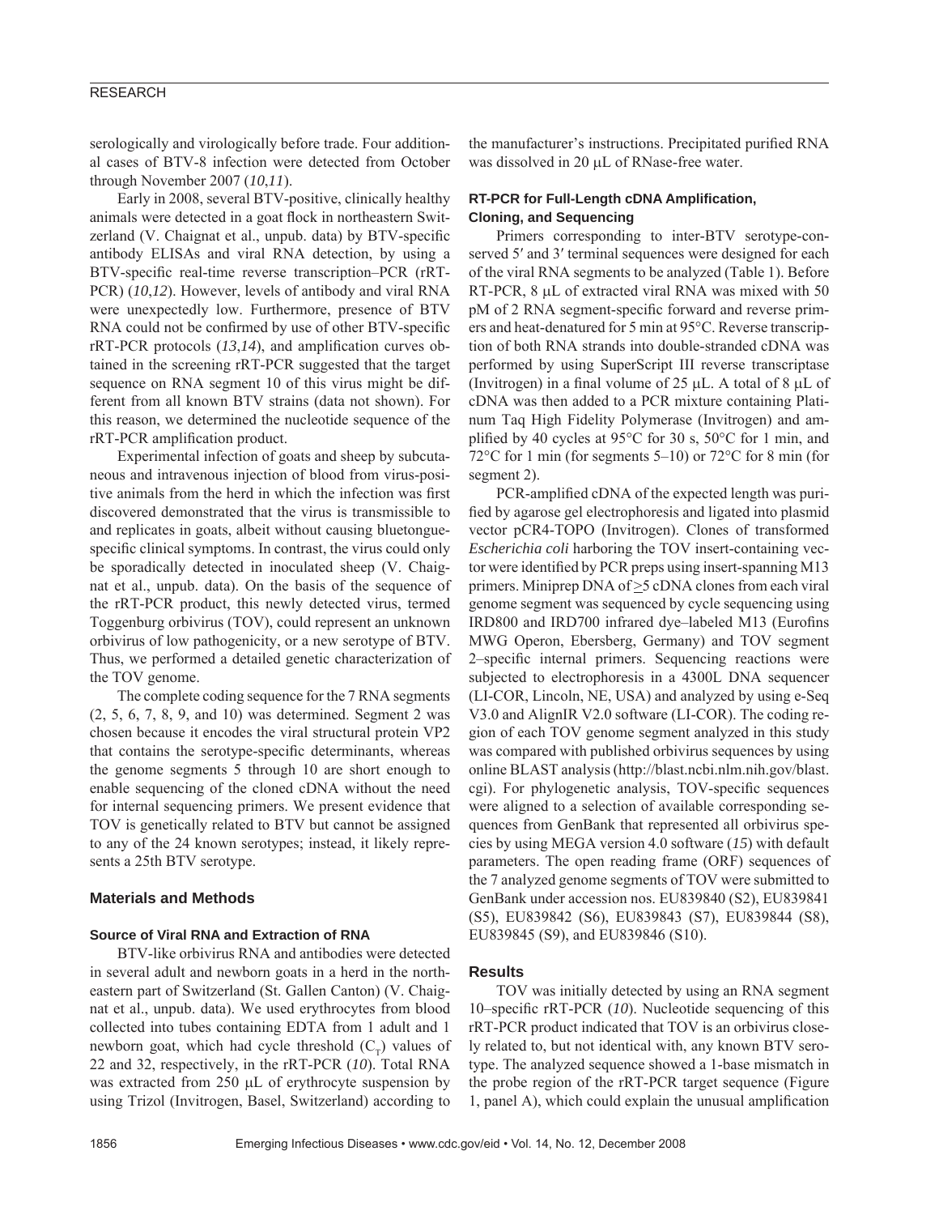serologically and virologically before trade. Four additional cases of BTV-8 infection were detected from October through November 2007 (*10*,*11*).

Early in 2008, several BTV-positive, clinically healthy animals were detected in a goat flock in northeastern Switzerland (V. Chaignat et al., unpub. data) by BTV-specific antibody ELISAs and viral RNA detection, by using a BTV-specific real-time reverse transcription–PCR (rRT-PCR) (*10*,*12*). However, levels of antibody and viral RNA were unexpectedly low. Furthermore, presence of BTV RNA could not be confirmed by use of other BTV-specific rRT-PCR protocols (*13*,*14*), and amplification curves obtained in the screening rRT-PCR suggested that the target sequence on RNA segment 10 of this virus might be different from all known BTV strains (data not shown). For this reason, we determined the nucleotide sequence of the rRT-PCR amplification product.

Experimental infection of goats and sheep by subcutaneous and intravenous injection of blood from virus-positive animals from the herd in which the infection was first discovered demonstrated that the virus is transmissible to and replicates in goats, albeit without causing bluetongue-specific clinical symptoms. In contrast, the virus could only be sporadically detected in inoculated sheep (V. Chaignat et al., unpub. data). On the basis of the sequence of the rRT-PCR product, this newly detected virus, termed Toggenburg orbivirus (TOV), could represent an unknown orbivirus of low pathogenicity, or a new serotype of BTV. Thus, we performed a detailed genetic characterization of the TOV genome.

The complete coding sequence for the 7 RNA segments (2, 5, 6, 7, 8, 9, and 10) was determined. Segment 2 was chosen because it encodes the viral structural protein VP2 that contains the serotype-specific determinants, whereas the genome segments 5 through 10 are short enough to enable sequencing of the cloned cDNA without the need for internal sequencing primers. We present evidence that TOV is genetically related to BTV but cannot be assigned to any of the 24 known serotypes; instead, it likely represents a 25th BTV serotype.

## Materials and Methods

### Source of Viral RNA and Extraction of RNA

BTV-like orbivirus RNA and antibodies were detected in several adult and newborn goats in a herd in the northeastern part of Switzerland (St. Gallen Canton) (V. Chaignat et al., unpub. data). We used erythrocytes from blood collected into tubes containing EDTA from 1 adult and 1 newborn goat, which had cycle threshold ($C_T$) values of 22 and 32, respectively, in the rRT-PCR (*10*). Total RNA was extracted from 250 μL of erythrocyte suspension by using Trizol (Invitrogen, Basel, Switzerland) according to the manufacturer's instructions. Precipitated purified RNA was dissolved in 20 μL of RNase-free water.

### RT-PCR for Full-Length cDNA Amplification, Cloning, and Sequencing

Primers corresponding to inter-BTV serotype-conserved 5′ and 3′ terminal sequences were designed for each of the viral RNA segments to be analyzed (Table 1). Before RT-PCR, 8 μL of extracted viral RNA was mixed with 50 pM of 2 RNA segment-specific forward and reverse primers and heat-denatured for 5 min at 95°C. Reverse transcription of both RNA strands into double-stranded cDNA was performed by using SuperScript III reverse transcriptase (Invitrogen) in a final volume of 25 μL. A total of 8 μL of cDNA was then added to a PCR mixture containing Platinum Taq High Fidelity Polymerase (Invitrogen) and amplified by 40 cycles at 95°C for 30 s, 50°C for 1 min, and 72°C for 1 min (for segments 5–10) or 72°C for 8 min (for segment 2).

PCR-amplified cDNA of the expected length was purified by agarose gel electrophoresis and ligated into plasmid vector pCR4-TOPO (Invitrogen). Clones of transformed *Escherichia coli* harboring the TOV insert-containing vector were identified by PCR preps using insert-spanning M13 primers. Miniprep DNA of ≥5 cDNA clones from each viral genome segment was sequenced by cycle sequencing using IRD800 and IRD700 infrared dye–labeled M13 (Eurofins MWG Operon, Ebersberg, Germany) and TOV segment 2–specific internal primers. Sequencing reactions were subjected to electrophoresis in a 4300L DNA sequencer (LI-COR, Lincoln, NE, USA) and analyzed by using e-Seq V3.0 and AlignIR V2.0 software (LI-COR). The coding region of each TOV genome segment analyzed in this study was compared with published orbivirus sequences by using online BLAST analysis (http://blast.ncbi.nlm.nih.gov/blast.cgi). For phylogenetic analysis, TOV-specific sequences were aligned to a selection of available corresponding sequences from GenBank that represented all orbivirus species by using MEGA version 4.0 software (*15*) with default parameters. The open reading frame (ORF) sequences of the 7 analyzed genome segments of TOV were submitted to GenBank under accession nos. EU839840 (S2), EU839841 (S5), EU839842 (S6), EU839843 (S7), EU839844 (S8), EU839845 (S9), and EU839846 (S10).

## Results

TOV was initially detected by using an RNA segment 10–specific rRT-PCR (*10*). Nucleotide sequencing of this rRT-PCR product indicated that TOV is an orbivirus closely related to, but not identical with, any known BTV serotype. The analyzed sequence showed a 1-base mismatch in the probe region of the rRT-PCR target sequence (Figure 1, panel A), which could explain the unusual amplification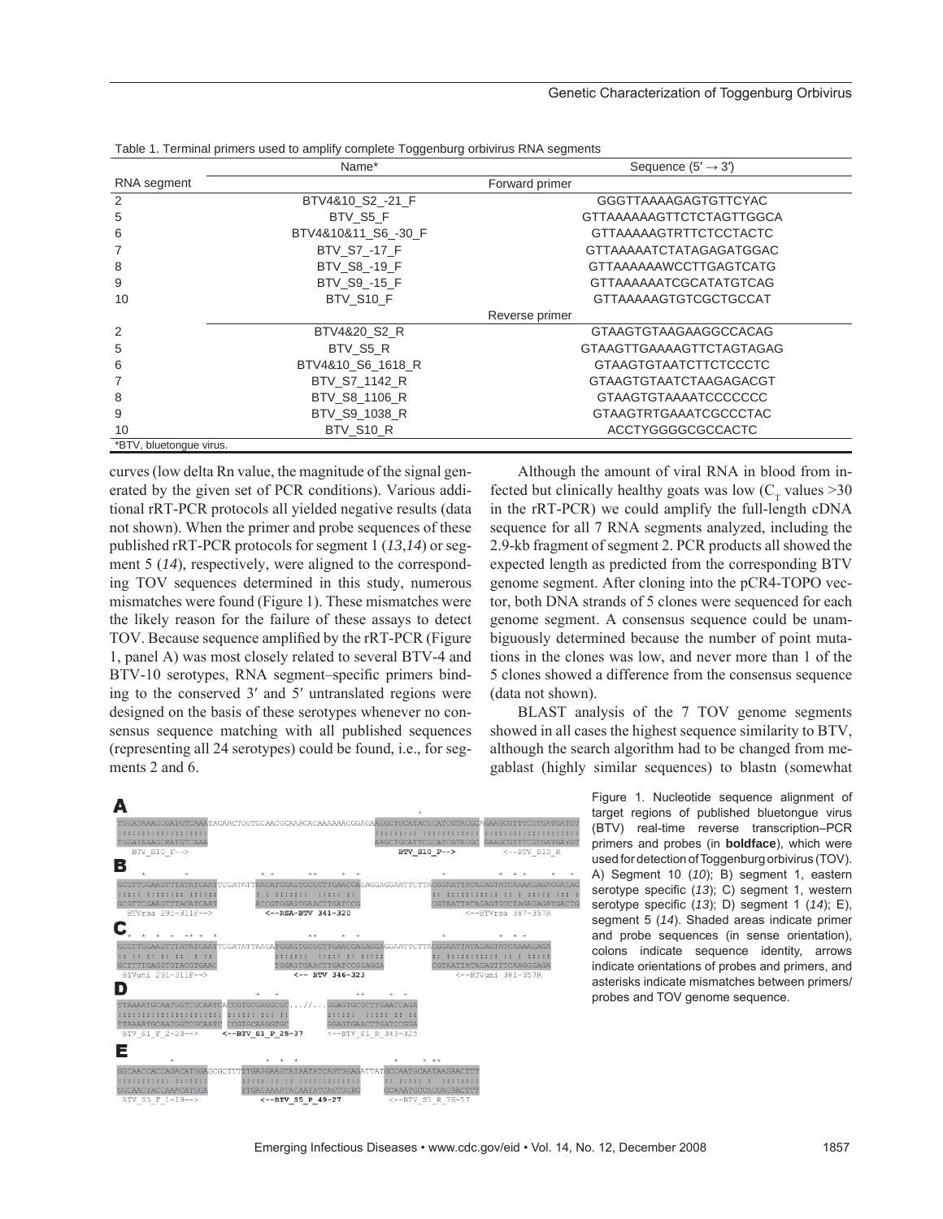Table 1. Terminal primers used to amplify complete Toggenburg orbivirus RNA segments

| RNA segment | Name* | Sequence (5′ → 3′) |
|---|---|---|
| | Forward primer | |
| 2 | BTV4&10_S2_-21_F | GGGTTAAAAGAGTGTTCYAC |
| 5 | BTV_S5_F | GTTAAAAAAGTTCTCTAGTTGGCA |
| 6 | BTV4&10&11_S6_-30_F | GTTAAAAAGTRTTCTCCTACTC |
| 7 | BTV_S7_-17_F | GTTAAAAATCTATAGAGATGGAC |
| 8 | BTV_S8_-19_F | GTTAAAAAAWCCTTGAGTCATG |
| 9 | BTV_S9_-15_F | GTTAAAAAATCGCATATGTCAG |
| 10 | BTV_S10_F | GTTAAAAAGTGTCGCTGCCAT |
| | Reverse primer | |
| 2 | BTV4&20_S2_R | GTAAGTGTAAGAAGGCCACAG |
| 5 | BTV_S5_R | GTAAGTTGAAAAGTTCTAGTAGAG |
| 6 | BTV4&10_S6_1618_R | GTAAGTGTAATCTTCTCCCTC |
| 7 | BTV_S7_1142_R | GTAAGTGTAATCTAAGAGACGT |
| 8 | BTV_S8_1106_R | GTAAGTGTAAAATCCCCCCC |
| 9 | BTV_S9_1038_R | GTAAGTRTGAAATCGCCCTAC |
| 10 | BTV_S10_R | ACCTYGGGGCGCCACTC |

*BTV, bluetongue virus.

curves (low delta Rn value, the magnitude of the signal generated by the given set of PCR conditions). Various additional rRT-PCR protocols all yielded negative results (data not shown). When the primer and probe sequences of these published rRT-PCR protocols for segment 1 (*13*,*14*) or segment 5 (*14*), respectively, were aligned to the corresponding TOV sequences determined in this study, numerous mismatches were found (Figure 1). These mismatches were the likely reason for the failure of these assays to detect TOV. Because sequence amplified by the rRT-PCR (Figure 1, panel A) was most closely related to several BTV-4 and BTV-10 serotypes, RNA segment–specific primers binding to the conserved 3′ and 5′ untranslated regions were designed on the basis of these serotypes whenever no consensus sequence matching with all published sequences (representing all 24 serotypes) could be found, i.e., for segments 2 and 6.

Although the amount of viral RNA in blood from infected but clinically healthy goats was low ($C_T$ values >30 in the rRT-PCR) we could amplify the full-length cDNA sequence for all 7 RNA segments analyzed, including the 2.9-kb fragment of segment 2. PCR products all showed the expected length as predicted from the corresponding BTV genome segment. After cloning into the pCR4-TOPO vector, both DNA strands of 5 clones were sequenced for each genome segment. A consensus sequence could be unambiguously determined because the number of point mutations in the clones was low, and never more than 1 of the 5 clones showed a difference from the consensus sequence (data not shown).

BLAST analysis of the 7 TOV genome segments showed in all cases the highest sequence similarity to BTV, although the search algorithm had to be changed from megablast (highly similar sequences) to blastn (somewhat

Figure 1. Nucleotide sequence alignment of target regions of published bluetongue virus (BTV) real-time reverse transcription–PCR primers and probes (in **boldface**), which were used for detection of Toggenburg orbivirus (TOV). A) Segment 10 (*10*); B) segment 1, eastern serotype specific (*13*); C) segment 1, western serotype specific (*13*); D) segment 1 (*14*); E), segment 5 (*14*). Shaded areas indicate primer and probe sequences (in sense orientation), colons indicate sequence identity, arrows indicate orientations of probes and primers, and asterisks indicate mismatches between primers/probes and TOV genome sequence.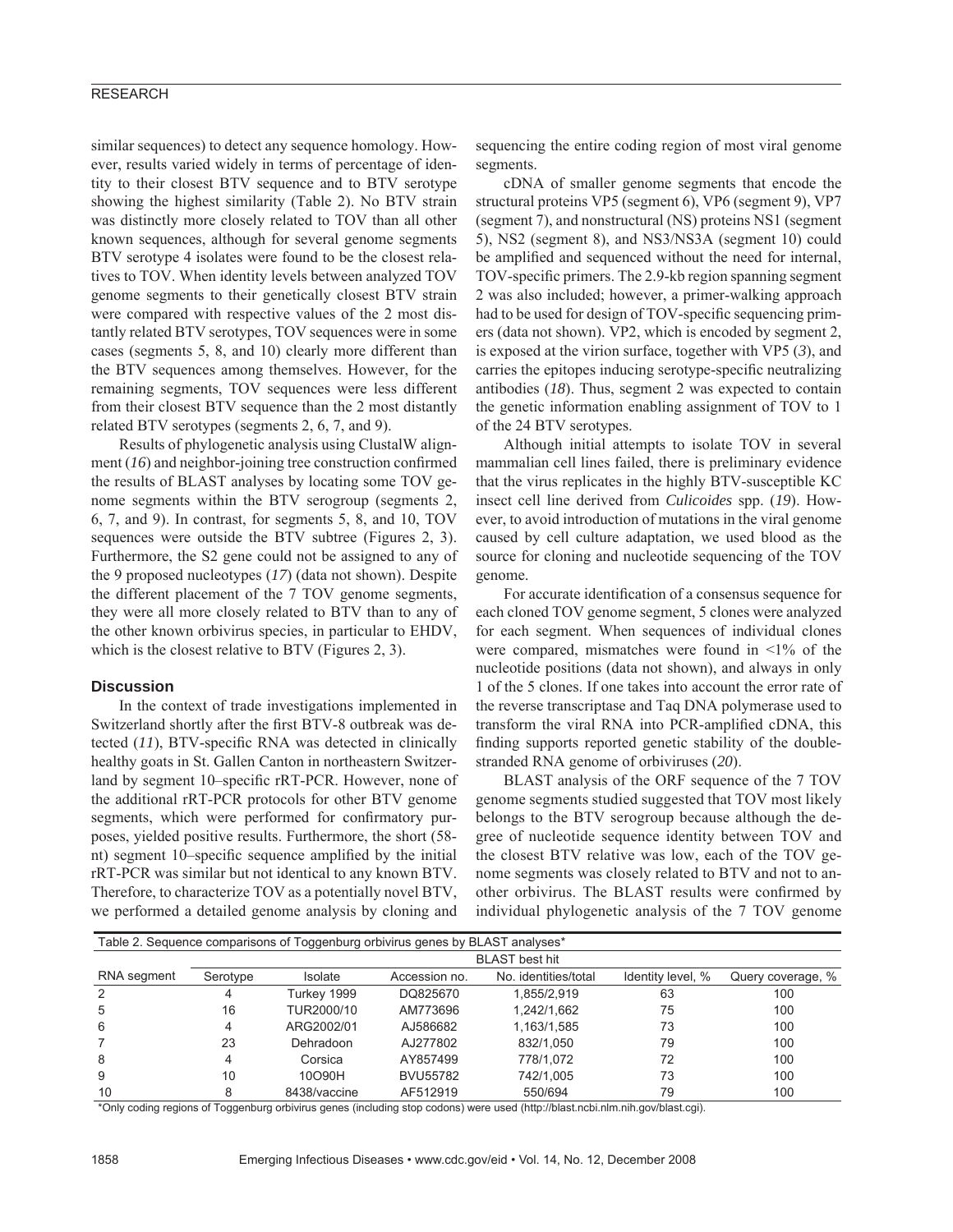similar sequences) to detect any sequence homology. However, results varied widely in terms of percentage of identity to their closest BTV sequence and to BTV serotype showing the highest similarity (Table 2). No BTV strain was distinctly more closely related to TOV than all other known sequences, although for several genome segments BTV serotype 4 isolates were found to be the closest relatives to TOV. When identity levels between analyzed TOV genome segments to their genetically closest BTV strain were compared with respective values of the 2 most distantly related BTV serotypes, TOV sequences were in some cases (segments 5, 8, and 10) clearly more different than the BTV sequences among themselves. However, for the remaining segments, TOV sequences were less different from their closest BTV sequence than the 2 most distantly related BTV serotypes (segments 2, 6, 7, and 9).

Results of phylogenetic analysis using ClustalW alignment (*16*) and neighbor-joining tree construction confirmed the results of BLAST analyses by locating some TOV genome segments within the BTV serogroup (segments 2, 6, 7, and 9). In contrast, for segments 5, 8, and 10, TOV sequences were outside the BTV subtree (Figures 2, 3). Furthermore, the S2 gene could not be assigned to any of the 9 proposed nucleotypes (*17*) (data not shown). Despite the different placement of the 7 TOV genome segments, they were all more closely related to BTV than to any of the other known orbivirus species, in particular to EHDV, which is the closest relative to BTV (Figures 2, 3).

## Discussion

In the context of trade investigations implemented in Switzerland shortly after the first BTV-8 outbreak was detected (*11*), BTV-specific RNA was detected in clinically healthy goats in St. Gallen Canton in northeastern Switzerland by segment 10–specific rRT-PCR. However, none of the additional rRT-PCR protocols for other BTV genome segments, which were performed for confirmatory purposes, yielded positive results. Furthermore, the short (58-nt) segment 10–specific sequence amplified by the initial rRT-PCR was similar but not identical to any known BTV. Therefore, to characterize TOV as a potentially novel BTV, we performed a detailed genome analysis by cloning and sequencing the entire coding region of most viral genome segments.

cDNA of smaller genome segments that encode the structural proteins VP5 (segment 6), VP6 (segment 9), VP7 (segment 7), and nonstructural (NS) proteins NS1 (segment 5), NS2 (segment 8), and NS3/NS3A (segment 10) could be amplified and sequenced without the need for internal, TOV-specific primers. The 2.9-kb region spanning segment 2 was also included; however, a primer-walking approach had to be used for design of TOV-specific sequencing primers (data not shown). VP2, which is encoded by segment 2, is exposed at the virion surface, together with VP5 (*3*), and carries the epitopes inducing serotype-specific neutralizing antibodies (*18*). Thus, segment 2 was expected to contain the genetic information enabling assignment of TOV to 1 of the 24 BTV serotypes.

Although initial attempts to isolate TOV in several mammalian cell lines failed, there is preliminary evidence that the virus replicates in the highly BTV-susceptible KC insect cell line derived from *Culicoides* spp. (*19*). However, to avoid introduction of mutations in the viral genome caused by cell culture adaptation, we used blood as the source for cloning and nucleotide sequencing of the TOV genome.

For accurate identification of a consensus sequence for each cloned TOV genome segment, 5 clones were analyzed for each segment. When sequences of individual clones were compared, mismatches were found in <1% of the nucleotide positions (data not shown), and always in only 1 of the 5 clones. If one takes into account the error rate of the reverse transcriptase and Taq DNA polymerase used to transform the viral RNA into PCR-amplified cDNA, this finding supports reported genetic stability of the double-stranded RNA genome of orbiviruses (*20*).

BLAST analysis of the ORF sequence of the 7 TOV genome segments studied suggested that TOV most likely belongs to the BTV serogroup because although the degree of nucleotide sequence identity between TOV and the closest BTV relative was low, each of the TOV genome segments was closely related to BTV and not to another orbivirus. The BLAST results were confirmed by individual phylogenetic analysis of the 7 TOV genome

Table 2. Sequence comparisons of Toggenburg orbivirus genes by BLAST analyses*

| RNA segment | BLAST best hit | | | | | |
|---|---|---|---|---|---|---|
| | Serotype | Isolate | Accession no. | No. identities/total | Identity level, % | Query coverage, % |
| 2 | 4 | Turkey 1999 | DQ825670 | 1,855/2,919 | 63 | 100 |
| 5 | 16 | TUR2000/10 | AM773696 | 1,242/1,662 | 75 | 100 |
| 6 | 4 | ARG2002/01 | AJ586682 | 1,163/1,585 | 73 | 100 |
| 7 | 23 | Dehradoon | AJ277802 | 832/1,050 | 79 | 100 |
| 8 | 4 | Corsica | AY857499 | 778/1,072 | 72 | 100 |
| 9 | 10 | 10O90H | BVU55782 | 742/1,005 | 73 | 100 |
| 10 | 8 | 8438/vaccine | AF512919 | 550/694 | 79 | 100 |

*Only coding regions of Toggenburg orbivirus genes (including stop codons) were used (http://blast.ncbi.nlm.nih.gov/blast.cgi).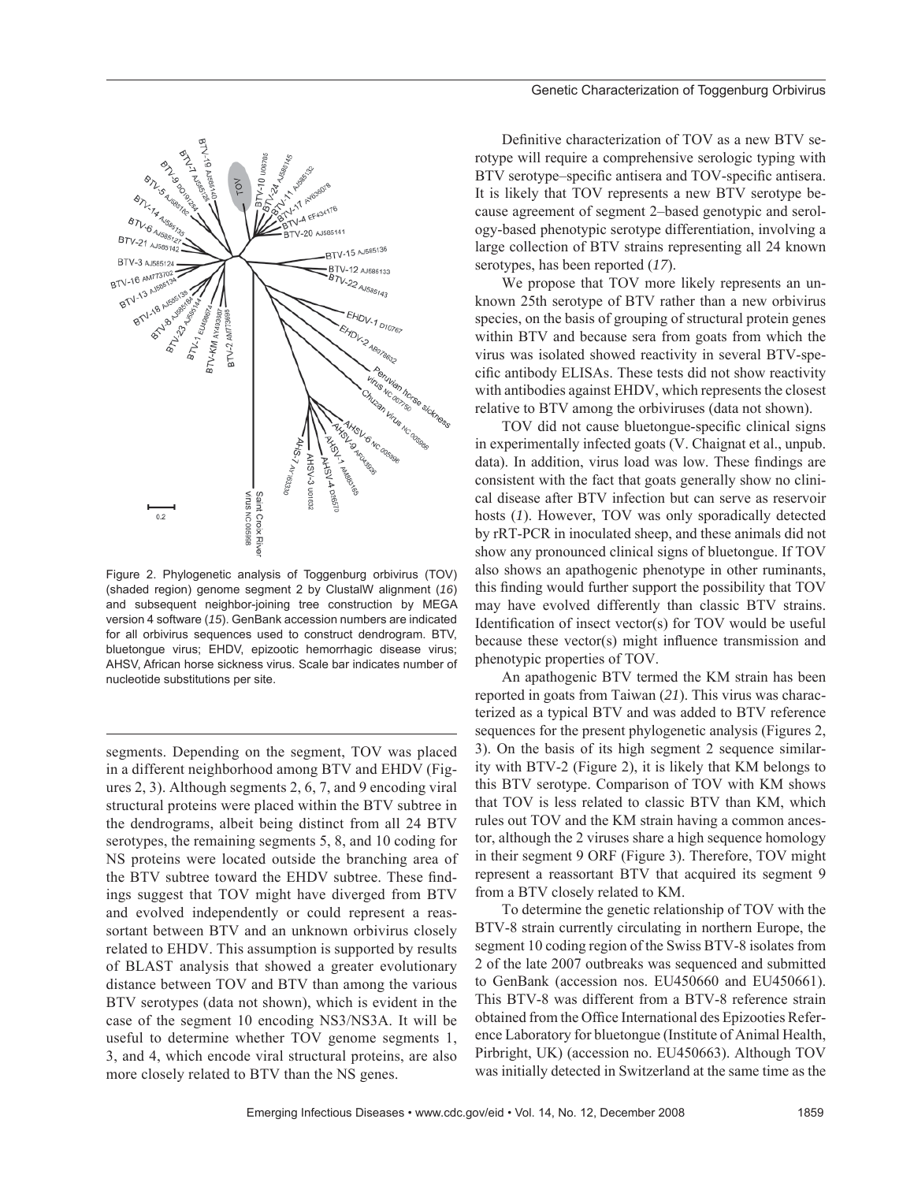Figure 2. Phylogenetic analysis of Toggenburg orbivirus (TOV) (shaded region) genome segment 2 by ClustalW alignment (*16*) and subsequent neighbor-joining tree construction by MEGA version 4 software (*15*). GenBank accession numbers are indicated for all orbivirus sequences used to construct dendrogram. BTV, bluetongue virus; EHDV, epizootic hemorrhagic disease virus; AHSV, African horse sickness virus. Scale bar indicates number of nucleotide substitutions per site.

segments. Depending on the segment, TOV was placed in a different neighborhood among BTV and EHDV (Figures 2, 3). Although segments 2, 6, 7, and 9 encoding viral structural proteins were placed within the BTV subtree in the dendrograms, albeit being distinct from all 24 BTV serotypes, the remaining segments 5, 8, and 10 coding for NS proteins were located outside the branching area of the BTV subtree toward the EHDV subtree. These findings suggest that TOV might have diverged from BTV and evolved independently or could represent a reassortant between BTV and an unknown orbivirus closely related to EHDV. This assumption is supported by results of BLAST analysis that showed a greater evolutionary distance between TOV and BTV than among the various BTV serotypes (data not shown), which is evident in the case of the segment 10 encoding NS3/NS3A. It will be useful to determine whether TOV genome segments 1, 3, and 4, which encode viral structural proteins, are also more closely related to BTV than the NS genes.

Definitive characterization of TOV as a new BTV serotype will require a comprehensive serologic typing with BTV serotype–specific antisera and TOV-specific antisera. It is likely that TOV represents a new BTV serotype because agreement of segment 2–based genotypic and serology-based phenotypic serotype differentiation, involving a large collection of BTV strains representing all 24 known serotypes, has been reported (*17*).

We propose that TOV more likely represents an unknown 25th serotype of BTV rather than a new orbivirus species, on the basis of grouping of structural protein genes within BTV and because sera from goats from which the virus was isolated showed reactivity in several BTV-specific antibody ELISAs. These tests did not show reactivity with antibodies against EHDV, which represents the closest relative to BTV among the orbiviruses (data not shown).

TOV did not cause bluetongue-specific clinical signs in experimentally infected goats (V. Chaignat et al., unpub. data). In addition, virus load was low. These findings are consistent with the fact that goats generally show no clinical disease after BTV infection but can serve as reservoir hosts (*1*). However, TOV was only sporadically detected by rRT-PCR in inoculated sheep, and these animals did not show any pronounced clinical signs of bluetongue. If TOV also shows an apathogenic phenotype in other ruminants, this finding would further support the possibility that TOV may have evolved differently than classic BTV strains. Identification of insect vector(s) for TOV would be useful because these vector(s) might influence transmission and phenotypic properties of TOV.

An apathogenic BTV termed the KM strain has been reported in goats from Taiwan (*21*). This virus was characterized as a typical BTV and was added to BTV reference sequences for the present phylogenetic analysis (Figures 2, 3). On the basis of its high segment 2 sequence similarity with BTV-2 (Figure 2), it is likely that KM belongs to this BTV serotype. Comparison of TOV with KM shows that TOV is less related to classic BTV than KM, which rules out TOV and the KM strain having a common ancestor, although the 2 viruses share a high sequence homology in their segment 9 ORF (Figure 3). Therefore, TOV might represent a reassortant BTV that acquired its segment 9 from a BTV closely related to KM.

To determine the genetic relationship of TOV with the BTV-8 strain currently circulating in northern Europe, the segment 10 coding region of the Swiss BTV-8 isolates from 2 of the late 2007 outbreaks was sequenced and submitted to GenBank (accession nos. EU450660 and EU450661). This BTV-8 was different from a BTV-8 reference strain obtained from the Office International des Epizooties Reference Laboratory for bluetongue (Institute of Animal Health, Pirbright, UK) (accession no. EU450663). Although TOV was initially detected in Switzerland at the same time as the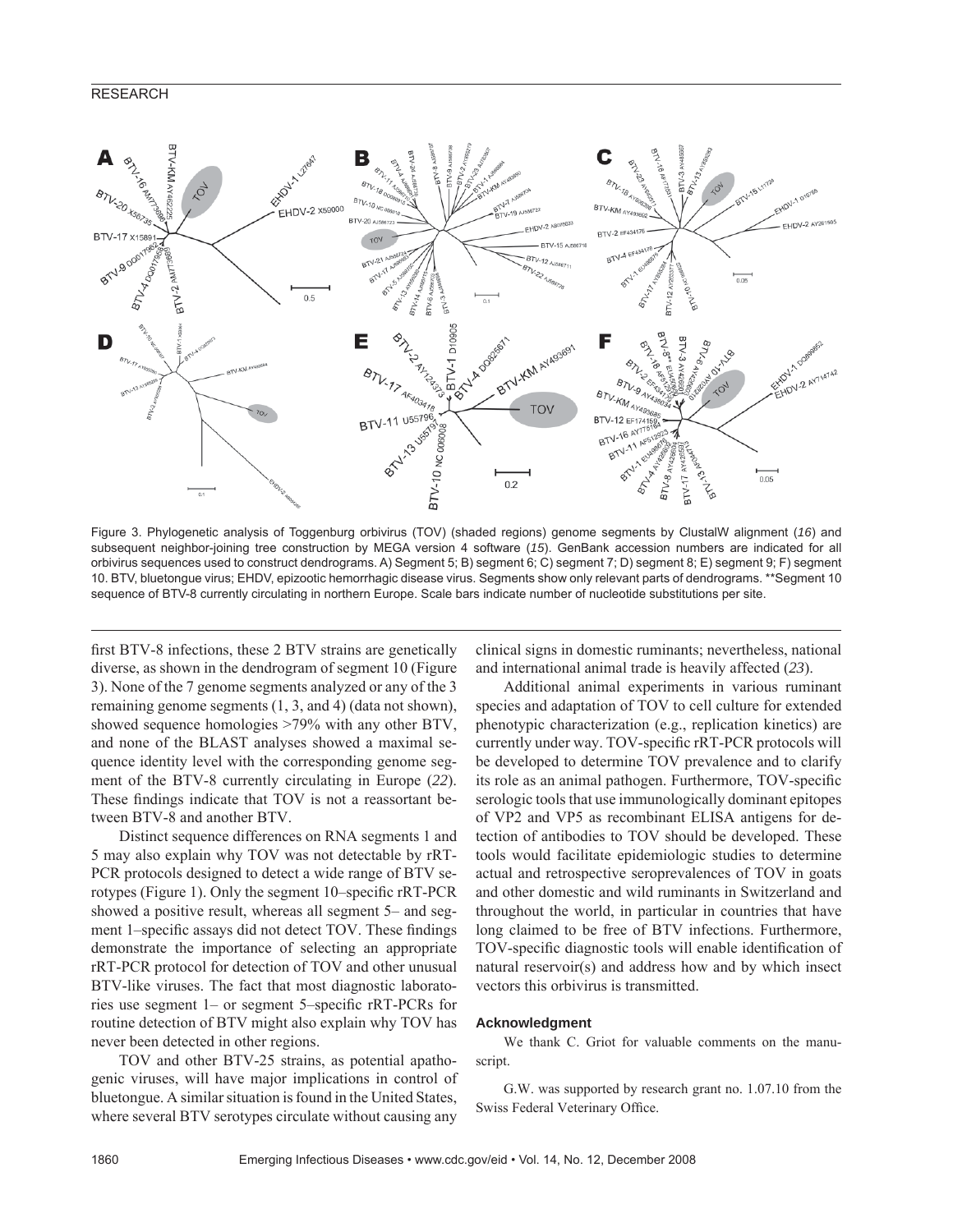Figure 3. Phylogenetic analysis of Toggenburg orbivirus (TOV) (shaded regions) genome segments by ClustalW alignment (*16*) and subsequent neighbor-joining tree construction by MEGA version 4 software (*15*). GenBank accession numbers are indicated for all orbivirus sequences used to construct dendrograms. A) Segment 5; B) segment 6; C) segment 7; D) segment 8; E) segment 9; F) segment 10. BTV, bluetongue virus; EHDV, epizootic hemorrhagic disease virus. Segments show only relevant parts of dendrograms. **Segment 10 sequence of BTV-8 currently circulating in northern Europe. Scale bars indicate number of nucleotide substitutions per site.

first BTV-8 infections, these 2 BTV strains are genetically diverse, as shown in the dendrogram of segment 10 (Figure 3). None of the 7 genome segments analyzed or any of the 3 remaining genome segments (1, 3, and 4) (data not shown), showed sequence homologies >79% with any other BTV, and none of the BLAST analyses showed a maximal sequence identity level with the corresponding genome segment of the BTV-8 currently circulating in Europe (*22*). These findings indicate that TOV is not a reassortant between BTV-8 and another BTV.

Distinct sequence differences on RNA segments 1 and 5 may also explain why TOV was not detectable by rRT-PCR protocols designed to detect a wide range of BTV serotypes (Figure 1). Only the segment 10–specific rRT-PCR showed a positive result, whereas all segment 5– and segment 1–specific assays did not detect TOV. These findings demonstrate the importance of selecting an appropriate rRT-PCR protocol for detection of TOV and other unusual BTV-like viruses. The fact that most diagnostic laboratories use segment 1– or segment 5–specific rRT-PCRs for routine detection of BTV might also explain why TOV has never been detected in other regions.

TOV and other BTV-25 strains, as potential apathogenic viruses, will have major implications in control of bluetongue. A similar situation is found in the United States, where several BTV serotypes circulate without causing any clinical signs in domestic ruminants; nevertheless, national and international animal trade is heavily affected (*23*).

Additional animal experiments in various ruminant species and adaptation of TOV to cell culture for extended phenotypic characterization (e.g., replication kinetics) are currently under way. TOV-specific rRT-PCR protocols will be developed to determine TOV prevalence and to clarify its role as an animal pathogen. Furthermore, TOV-specific serologic tools that use immunologically dominant epitopes of VP2 and VP5 as recombinant ELISA antigens for detection of antibodies to TOV should be developed. These tools would facilitate epidemiologic studies to determine actual and retrospective seroprevalences of TOV in goats and other domestic and wild ruminants in Switzerland and throughout the world, in particular in countries that have long claimed to be free of BTV infections. Furthermore, TOV-specific diagnostic tools will enable identification of natural reservoir(s) and address how and by which insect vectors this orbivirus is transmitted.

#### Acknowledgment

We thank C. Griot for valuable comments on the manuscript.

G.W. was supported by research grant no. 1.07.10 from the Swiss Federal Veterinary Office.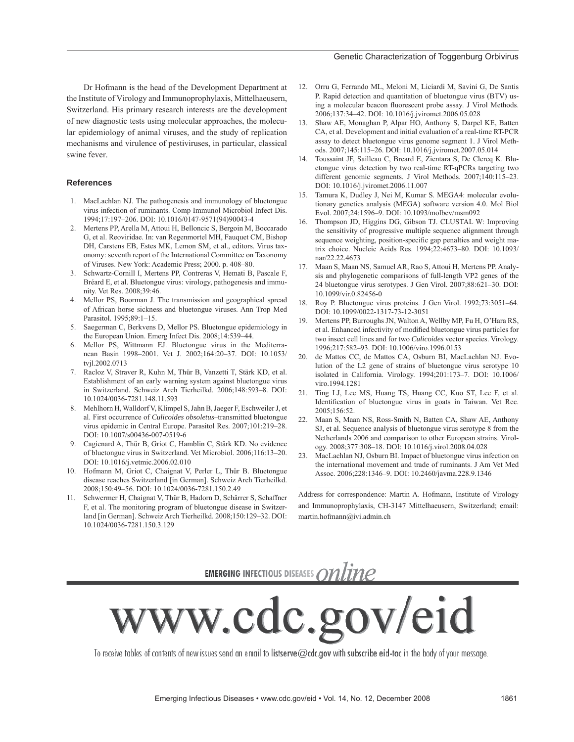Dr Hofmann is the head of the Development Department at the Institute of Virology and Immunoprophylaxis, Mittelhaeusern, Switzerland. His primary research interests are the development of new diagnostic tests using molecular approaches, the molecular epidemiology of animal viruses, and the study of replication mechanisms and virulence of pestiviruses, in particular, classical swine fever.

## References

1. MacLachlan NJ. The pathogenesis and immunology of bluetongue virus infection of ruminants. Comp Immunol Microbiol Infect Dis. 1994;17:197–206. DOI: 10.1016/0147-9571(94)90043-4
2. Mertens PP, Arella M, Attoui H, Belloncic S, Bergoin M, Boccarado G, et al. Reoviridae. In: van Regenmortel MH, Fauquet CM, Bishop DH, Carstens EB, Estes MK, Lemon SM, et al., editors. Virus taxonomy: seventh report of the International Committee on Taxonomy of Viruses. New York: Academic Press; 2000. p. 408–80.
3. Schwartz-Cornill I, Mertens PP, Contreras V, Hemati B, Pascale F, Bréard E, et al. Bluetongue virus: virology, pathogenesis and immunity. Vet Res. 2008;39:46.
4. Mellor PS, Boorman J. The transmission and geographical spread of African horse sickness and bluetongue viruses. Ann Trop Med Parasitol. 1995;89:1–15.
5. Saegerman C, Berkvens D, Mellor PS. Bluetongue epidemiology in the European Union. Emerg Infect Dis. 2008;14:539–44.
6. Mellor PS, Wittmann EJ. Bluetongue virus in the Mediterranean Basin 1998–2001. Vet J. 2002;164:20–37. DOI: 10.1053/tvjl.2002.0713
7. Racloz V, Straver R, Kuhn M, Thür B, Vanzetti T, Stärk KD, et al. Establishment of an early warning system against bluetongue virus in Switzerland. Schweiz Arch Tierheilkd. 2006;148:593–8. DOI: 10.1024/0036-7281.148.11.593
8. Mehlhorn H, Walldorf V, Klimpel S, Jahn B, Jaeger F, Eschweiler J, et al. First occurrence of *Culicoides obsoletus*–transmitted bluetongue virus epidemic in Central Europe. Parasitol Res. 2007;101:219–28. DOI: 10.1007/s00436-007-0519-6
9. Cagienard A, Thür B, Griot C, Hamblin C, Stärk KD. No evidence of bluetongue virus in Switzerland. Vet Microbiol. 2006;116:13–20. DOI: 10.1016/j.vetmic.2006.02.010
10. Hofmann M, Griot C, Chaignat V, Perler L, Thür B. Bluetongue disease reaches Switzerland [in German]. Schweiz Arch Tierheilkd. 2008;150:49–56. DOI: 10.1024/0036-7281.150.2.49
11. Schwermer H, Chaignat V, Thür B, Hadorn D, Schärrer S, Schaffner F, et al. The monitoring program of bluetongue disease in Switzerland [in German]. Schweiz Arch Tierheilkd. 2008;150:129–32. DOI: 10.1024/0036-7281.150.3.129
12. Orru G, Ferrando ML, Meloni M, Liciardi M, Savini G, De Santis P. Rapid detection and quantitation of bluetongue virus (BTV) using a molecular beacon fluorescent probe assay. J Virol Methods. 2006;137:34–42. DOI: 10.1016/j.jviromet.2006.05.028
13. Shaw AE, Monaghan P, Alpar HO, Anthony S, Darpel KE, Batten CA, et al. Development and initial evaluation of a real-time RT-PCR assay to detect bluetongue virus genome segment 1. J Virol Methods. 2007;145:115–26. DOI: 10.1016/j.jviromet.2007.05.014
14. Toussaint JF, Sailleau C, Breard E, Zientara S, De Clercq K. Bluetongue virus detection by two real-time RT-qPCRs targeting two different genomic segments. J Virol Methods. 2007;140:115–23. DOI: 10.1016/j.jviromet.2006.11.007
15. Tamura K, Dudley J, Nei M, Kumar S. MEGA4: molecular evolutionary genetics analysis (MEGA) software version 4.0. Mol Biol Evol. 2007;24:1596–9. DOI: 10.1093/molbev/msm092
16. Thompson JD, Higgins DG, Gibson TJ. CLUSTAL W: Improving the sensitivity of progressive multiple sequence alignment through sequence weighting, position-specific gap penalties and weight matrix choice. Nucleic Acids Res. 1994;22:4673–80. DOI: 10.1093/nar/22.22.4673
17. Maan S, Maan NS, Samuel AR, Rao S, Attoui H, Mertens PP. Analysis and phylogenetic comparisons of full-length VP2 genes of the 24 bluetongue virus serotypes. J Gen Virol. 2007;88:621–30. DOI: 10.1099/vir.0.82456-0
18. Roy P. Bluetongue virus proteins. J Gen Virol. 1992;73:3051–64. DOI: 10.1099/0022-1317-73-12-3051
19. Mertens PP, Burroughs JN, Walton A, Wellby MP, Fu H, O'Hara RS, et al. Enhanced infectivity of modified bluetongue virus particles for two insect cell lines and for two *Culicoides* vector species. Virology. 1996;217:582–93. DOI: 10.1006/viro.1996.0153
20. de Mattos CC, de Mattos CA, Osburn BI, MacLachlan NJ. Evolution of the L2 gene of strains of bluetongue virus serotype 10 isolated in California. Virology. 1994;201:173–7. DOI: 10.1006/viro.1994.1281
21. Ting LJ, Lee MS, Huang TS, Huang CC, Kuo ST, Lee F, et al. Identification of bluetongue virus in goats in Taiwan. Vet Rec. 2005;156:52.
22. Maan S, Maan NS, Ross-Smith N, Batten CA, Shaw AE, Anthony SJ, et al. Sequence analysis of bluetongue virus serotype 8 from the Netherlands 2006 and comparison to other European strains. Virology. 2008;377:308–18. DOI: 10.1016/j.virol.2008.04.028
23. MacLachlan NJ, Osburn BI. Impact of bluetongue virus infection on the international movement and trade of ruminants. J Am Vet Med Assoc. 2006;228:1346–9. DOI: 10.2460/javma.228.9.1346

Address for correspondence: Martin A. Hofmann, Institute of Virology and Immunoprophylaxis, CH-3147 Mittelhaeusern, Switzerland; email: martin.hofmann@ivi.admin.ch

EMERGING INFECTIOUS DISEASES *online*

# www.cdc.gov/eid

To receive tables of contents of new issues send an email to **listserve@cdc.gov** with **subscribe eid-toc** in the body of your message.